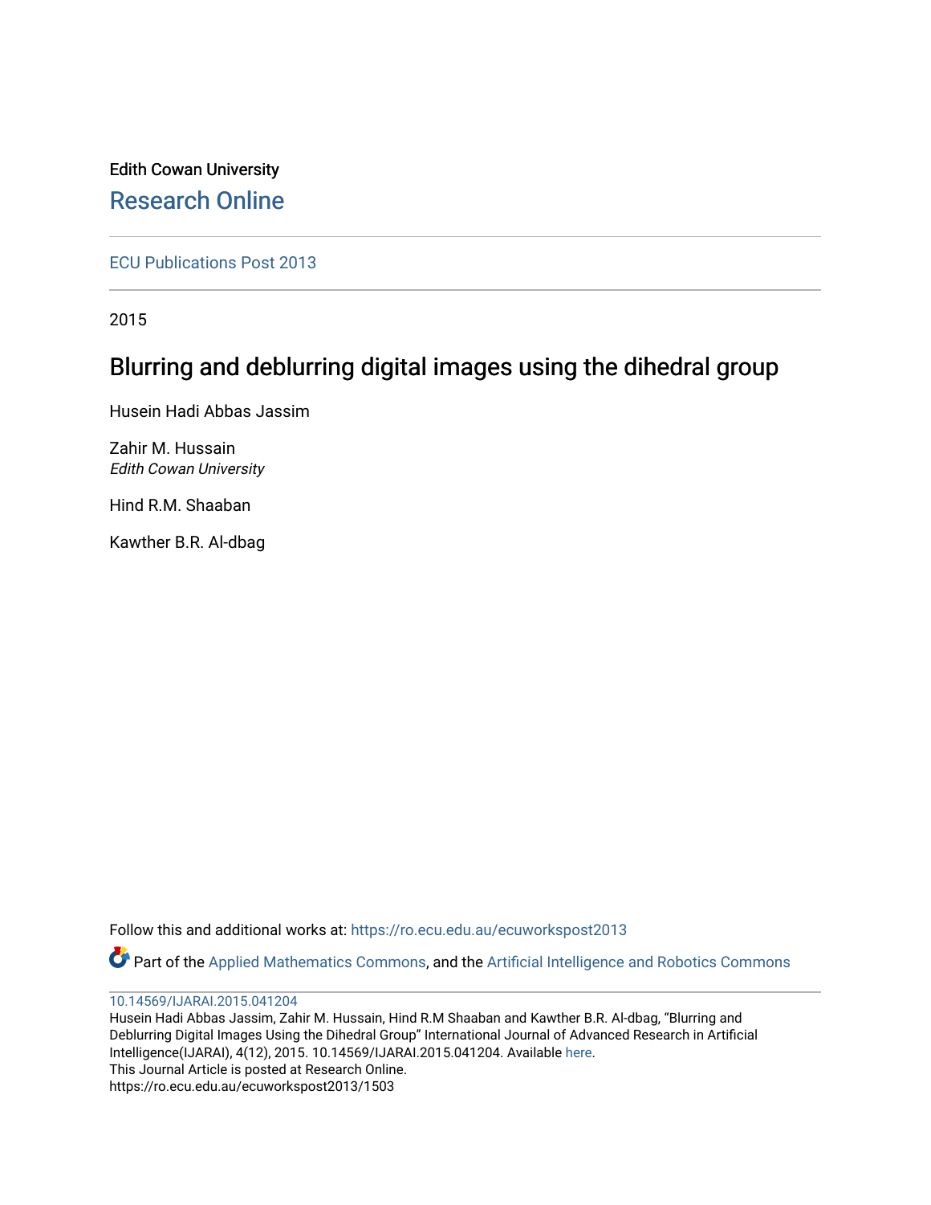Edith Cowan University

## Research Online

ECU Publications Post 2013

2015

# Blurring and deblurring digital images using the dihedral group

Husein Hadi Abbas Jassim

Zahir M. Hussain
*Edith Cowan University*

Hind R.M. Shaaban

Kawther B.R. Al-dbag

Follow this and additional works at: https://ro.ecu.edu.au/ecuworkspost2013

Part of the Applied Mathematics Commons, and the Artificial Intelligence and Robotics Commons

10.14569/IJARAI.2015.041204
Husein Hadi Abbas Jassim, Zahir M. Hussain, Hind R.M Shaaban and Kawther B.R. Al-dbag, "Blurring and Deblurring Digital Images Using the Dihedral Group" International Journal of Advanced Research in Artificial Intelligence(IJARAI), 4(12), 2015. 10.14569/IJARAI.2015.041204. Available here.
This Journal Article is posted at Research Online.
https://ro.ecu.edu.au/ecuworkspost2013/1503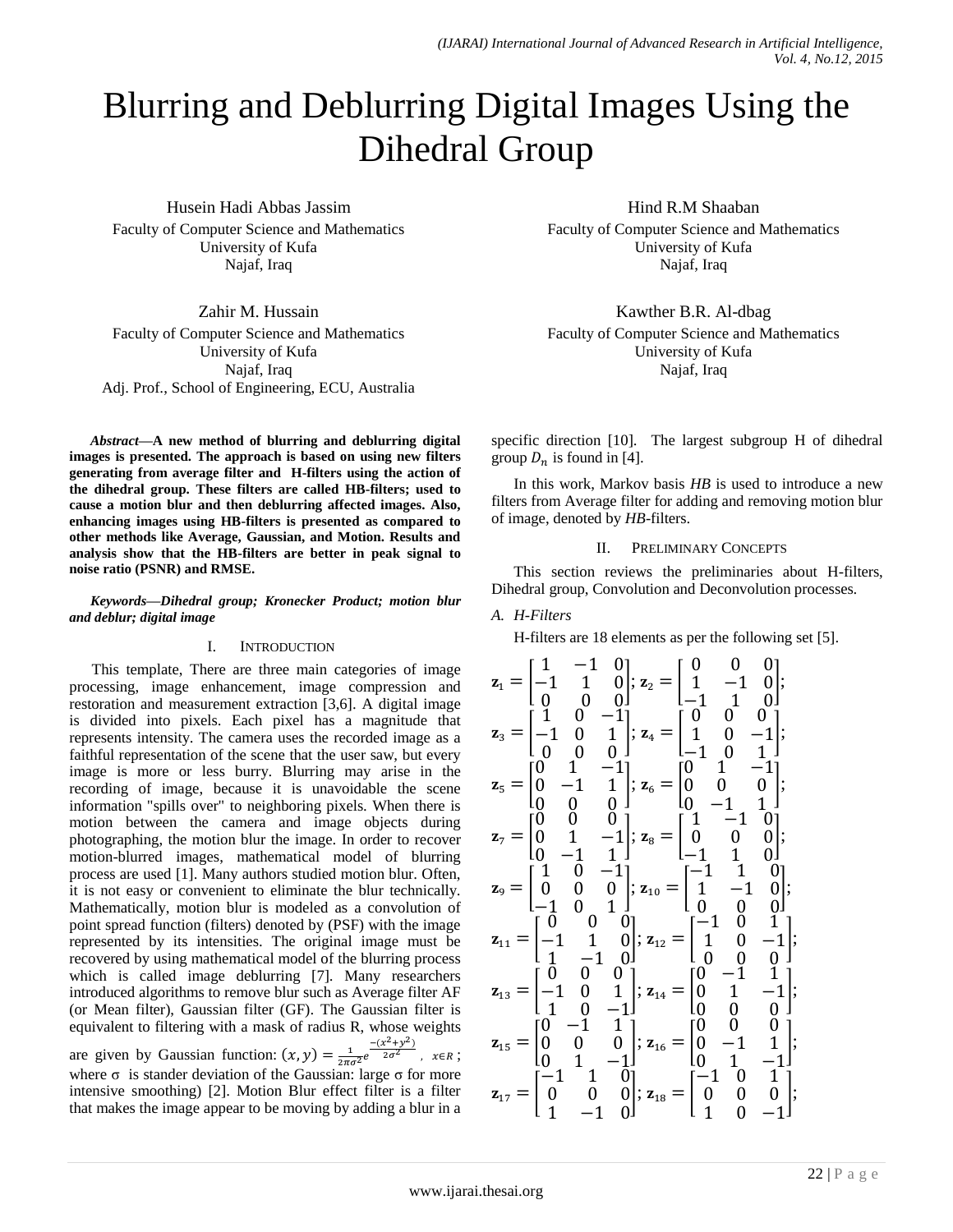# Blurring and Deblurring Digital Images Using the Dihedral Group

Husein Hadi Abbas Jassim
Faculty of Computer Science and Mathematics
University of Kufa
Najaf, Iraq

Hind R.M Shaaban
Faculty of Computer Science and Mathematics
University of Kufa
Najaf, Iraq

Zahir M. Hussain
Faculty of Computer Science and Mathematics
University of Kufa
Najaf, Iraq
Adj. Prof., School of Engineering, ECU, Australia

Kawther B.R. Al-dbag
Faculty of Computer Science and Mathematics
University of Kufa
Najaf, Iraq

***Abstract*—A new method of blurring and deblurring digital images is presented. The approach is based on using new filters generating from average filter and H-filters using the action of the dihedral group. These filters are called HB-filters; used to cause a motion blur and then deblurring affected images. Also, enhancing images using HB-filters is presented as compared to other methods like Average, Gaussian, and Motion. Results and analysis show that the HB-filters are better in peak signal to noise ratio (PSNR) and RMSE.**

***Keywords*—*Dihedral group; Kronecker Product; motion blur and deblur; digital image***

## I. Introduction

This template, There are three main categories of image processing, image enhancement, image compression and restoration and measurement extraction [3,6]. A digital image is divided into pixels. Each pixel has a magnitude that represents intensity. The camera uses the recorded image as a faithful representation of the scene that the user saw, but every image is more or less burry. Blurring may arise in the recording of image, because it is unavoidable the scene information "spills over" to neighboring pixels. When there is motion between the camera and image objects during photographing, the motion blur the image. In order to recover motion-blurred images, mathematical model of blurring process are used [1]. Many authors studied motion blur. Often, it is not easy or convenient to eliminate the blur technically. Mathematically, motion blur is modeled as a convolution of point spread function (filters) denoted by (PSF) with the image represented by its intensities. The original image must be recovered by using mathematical model of the blurring process which is called image deblurring [7]. Many researchers introduced algorithms to remove blur such as Average filter AF (or Mean filter), Gaussian filter (GF). The Gaussian filter is equivalent to filtering with a mask of radius R, whose weights are given by Gaussian function: $(x,y)=\frac{1}{2\pi\sigma^2}e^{\frac{-(x^2+y^2)}{2\sigma^2}}$ , $x\in R$ ; where σ is stander deviation of the Gaussian: large σ for more intensive smoothing) [2]. Motion Blur effect filter is a filter that makes the image appear to be moving by adding a blur in a specific direction [10]. The largest subgroup H of dihedral group $D_n$ is found in [4].

In this work, Markov basis *HB* is used to introduce a new filters from Average filter for adding and removing motion blur of image, denoted by *HB*-filters.

## II. Preliminary Concepts

This section reviews the preliminaries about H-filters, Dihedral group, Convolution and Deconvolution processes.

### A. H-Filters

H-filters are 18 elements as per the following set [5].

$$\mathbf{z}_1=\begin{bmatrix}1&-1&0\\-1&1&0\\0&0&0\end{bmatrix};\ \mathbf{z}_2=\begin{bmatrix}0&0&0\\1&-1&0\\-1&1&0\end{bmatrix};$$

$$\mathbf{z}_3=\begin{bmatrix}1&0&-1\\-1&0&1\\0&0&0\end{bmatrix};\ \mathbf{z}_4=\begin{bmatrix}0&0&0\\1&0&-1\\-1&0&1\end{bmatrix};$$

$$\mathbf{z}_5=\begin{bmatrix}0&1&-1\\0&-1&1\\0&0&0\end{bmatrix};\ \mathbf{z}_6=\begin{bmatrix}0&1&-1\\0&0&0\\0&-1&1\end{bmatrix};$$

$$\mathbf{z}_7=\begin{bmatrix}0&0&0\\0&1&-1\\0&-1&1\end{bmatrix};\ \mathbf{z}_8=\begin{bmatrix}1&-1&0\\0&0&0\\-1&1&0\end{bmatrix};$$

$$\mathbf{z}_9=\begin{bmatrix}1&0&-1\\0&0&0\\-1&0&1\end{bmatrix};\ \mathbf{z}_{10}=\begin{bmatrix}-1&1&0\\1&-1&0\\0&0&0\end{bmatrix};$$

$$\mathbf{z}_{11}=\begin{bmatrix}0&0&0\\-1&1&0\\1&-1&0\end{bmatrix};\ \mathbf{z}_{12}=\begin{bmatrix}-1&0&1\\1&0&-1\\0&0&0\end{bmatrix};$$

$$\mathbf{z}_{13}=\begin{bmatrix}0&0&0\\-1&0&1\\1&0&-1\end{bmatrix};\ \mathbf{z}_{14}=\begin{bmatrix}0&-1&1\\0&1&-1\\0&0&0\end{bmatrix};$$

$$\mathbf{z}_{15}=\begin{bmatrix}0&-1&1\\0&0&0\\0&1&-1\end{bmatrix};\ \mathbf{z}_{16}=\begin{bmatrix}0&0&0\\0&-1&1\\0&1&-1\end{bmatrix};$$

$$\mathbf{z}_{17}=\begin{bmatrix}-1&1&0\\0&0&0\\1&-1&0\end{bmatrix};\ \mathbf{z}_{18}=\begin{bmatrix}-1&0&1\\0&0&0\\1&0&-1\end{bmatrix};$$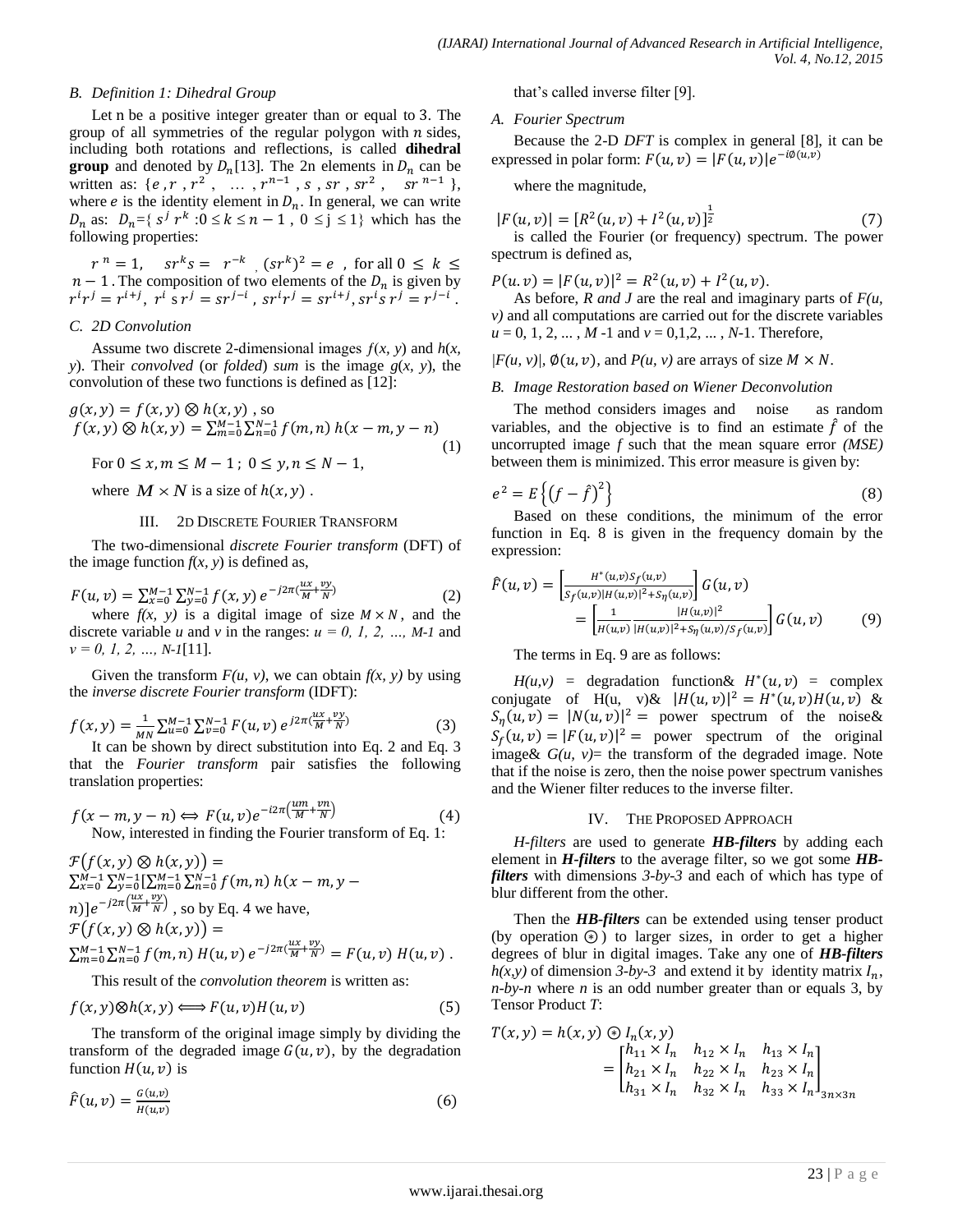### B. Definition 1: Dihedral Group

Let n be a positive integer greater than or equal to 3. The group of all symmetries of the regular polygon with $n$ sides, including both rotations and reflections, is called **dihedral group** and denoted by $D_n$[13]. The 2n elements in $D_n$ can be written as: $\{e, r, r^2, \ldots, r^{n-1}, s, sr, sr^2, sr^{n-1}\}$, where $e$ is the identity element in $D_n$. In general, we can write $D_n$ as: $D_n=\{ s^j r^k : 0 \le k \le n-1, 0 \le j \le 1\}$ which has the following properties:

$r^n = 1$, $sr^k s = r^{-k}$, $(sr^k)^2 = e$, for all $0 \le k \le n-1$. The composition of two elements of the $D_n$ is given by $r^i r^j = r^{i+j}$, $r^i s r^j = sr^{j-i}$, $sr^i r^j = sr^{i+j}$, $sr^i s r^j = r^{j-i}$.

### C. 2D Convolution

Assume two discrete 2-dimensional images $f(x, y)$ and $h(x, y)$. Their *convolved* (or *folded*) *sum* is the image $g(x, y)$, the convolution of these two functions is defined as [12]:

$$g(x, y) = f(x, y) \otimes h(x, y)\text{ , so}$$
$$f(x, y) \otimes h(x, y) = \sum_{m=0}^{M-1}\sum_{n=0}^{N-1} f(m, n)\, h(x-m, y-n) \tag{1}$$

For $0 \le x, m \le M-1$; $0 \le y, n \le N-1$,

where $M \times N$ is a size of $h(x, y)$.

## III. 2D Discrete Fourier Transform

The two-dimensional *discrete Fourier transform* (DFT) of the image function $f(x, y)$ is defined as,

$$F(u, v) = \sum_{x=0}^{M-1}\sum_{y=0}^{N-1} f(x, y)\, e^{-j2\pi\left(\frac{ux}{M}+\frac{vy}{N}\right)} \tag{2}$$

where $f(x, y)$ is a digital image of size $M \times N$, and the discrete variable $u$ and $v$ in the ranges: $u = 0, 1, 2, \ldots, M-1$ and $v = 0, 1, 2, \ldots, N-1$[11].

Given the transform $F(u, v)$, we can obtain $f(x, y)$ by using the *inverse discrete Fourier transform* (IDFT):

$$f(x, y) = \frac{1}{MN}\sum_{u=0}^{M-1}\sum_{v=0}^{N-1} F(u, v)\, e^{j2\pi\left(\frac{ux}{M}+\frac{vy}{N}\right)} \tag{3}$$

It can be shown by direct substitution into Eq. 2 and Eq. 3 that the *Fourier transform* pair satisfies the following translation properties:

$$f(x-m, y-n) \Leftrightarrow F(u, v)e^{-i2\pi\left(\frac{um}{M}+\frac{vn}{N}\right)} \tag{4}$$

Now, interested in finding the Fourier transform of Eq. 1:

$\mathcal{F}\big(f(x, y) \otimes h(x, y)\big) = \sum_{x=0}^{M-1}\sum_{y=0}^{N-1}\left[\sum_{m=0}^{M-1}\sum_{n=0}^{N-1} f(m, n)\, h(x-m, y-n)\right]e^{-j2\pi\left(\frac{ux}{M}+\frac{vy}{N}\right)}$, so by Eq. 4 we have,

$\mathcal{F}\big(f(x, y) \otimes h(x, y)\big) = \sum_{m=0}^{M-1}\sum_{n=0}^{N-1} f(m, n)\, H(u, v)\, e^{-j2\pi\left(\frac{ux}{M}+\frac{vy}{N}\right)} = F(u, v)\, H(u, v)$.

This result of the *convolution theorem* is written as:

$$f(x, y) \otimes h(x, y) \Longleftrightarrow F(u, v)H(u, v) \tag{5}$$

The transform of the original image simply by dividing the transform of the degraded image $G(u, v)$, by the degradation function $H(u, v)$ is

$$\hat{F}(u, v) = \frac{G(u, v)}{H(u, v)} \tag{6}$$

that's called inverse filter [9].

### A. Fourier Spectrum

Because the 2-D *DFT* is complex in general [8], it can be expressed in polar form: $F(u, v) = |F(u, v)|e^{-i\emptyset(u,v)}$

where the magnitude,

$$|F(u, v)| = [R^2(u, v) + I^2(u, v)]^{\frac{1}{2}} \tag{7}$$

is called the Fourier (or frequency) spectrum. The power spectrum is defined as,

$P(u. v) = |F(u, v)|^2 = R^2(u, v) + I^2(u, v)$.

As before, *R and J* are the real and imaginary parts of *F(u, v)* and all computations are carried out for the discrete variables $u = 0, 1, 2, \ldots, M-1$ and $v = 0, 1, 2, \ldots, N-1$. Therefore,

$|F(u, v)|$, $\emptyset(u, v)$, and $P(u, v)$ are arrays of size $M \times N$.

### B. Image Restoration based on Wiener Deconvolution

The method considers images and noise as random variables, and the objective is to find an estimate $\hat{f}$ of the uncorrupted image $f$ such that the mean square error *(MSE)* between them is minimized. This error measure is given by:

$$e^2 = E\left\{\left(f - \hat{f}\right)^2\right\} \tag{8}$$

Based on these conditions, the minimum of the error function in Eq. 8 is given in the frequency domain by the expression:

$$\begin{aligned}\hat{F}(u, v) &= \left[\frac{H^*(u,v)S_f(u,v)}{S_f(u,v)|H(u,v)|^2 + S_\eta(u,v)}\right]G(u, v)\\ &= \left[\frac{1}{H(u,v)}\frac{|H(u,v)|^2}{|H(u,v)|^2 + S_\eta(u,v)/S_f(u,v)}\right]G(u, v)\end{aligned} \tag{9}$$

The terms in Eq. 9 are as follows:

$H(u,v)$ = degradation function& $H^*(u, v)$ = complex conjugate of H(u, v)& $|H(u, v)|^2 = H^*(u, v)H(u, v)$ & $S_\eta(u, v) = |N(u, v)|^2$ = power spectrum of the noise& $S_f(u, v) = |F(u, v)|^2$ = power spectrum of the original image& $G(u, v)$= the transform of the degraded image. Note that if the noise is zero, then the noise power spectrum vanishes and the Wiener filter reduces to the inverse filter.

## IV. The Proposed Approach

*H-filters* are used to generate ***HB-filters*** by adding each element in ***H-filters*** to the average filter, so we got some ***HB-filters*** with dimensions *3-by-3* and each of which has type of blur different from the other.

Then the ***HB-filters*** can be extended using tenser product (by operation $\circledast$) to larger sizes, in order to get a higher degrees of blur in digital images. Take any one of ***HB-filters*** $h(x,y)$ of dimension *3-by-3* and extend it by identity matrix $I_n$, *n-by-n* where $n$ is an odd number greater than or equals 3, by Tensor Product $T$:

$$T(x, y) = h(x, y) \circledast I_n(x, y) = \begin{bmatrix} h_{11}\times I_n & h_{12}\times I_n & h_{13}\times I_n \\ h_{21}\times I_n & h_{22}\times I_n & h_{23}\times I_n \\ h_{31}\times I_n & h_{32}\times I_n & h_{33}\times I_n \end{bmatrix}_{3n\times 3n}$$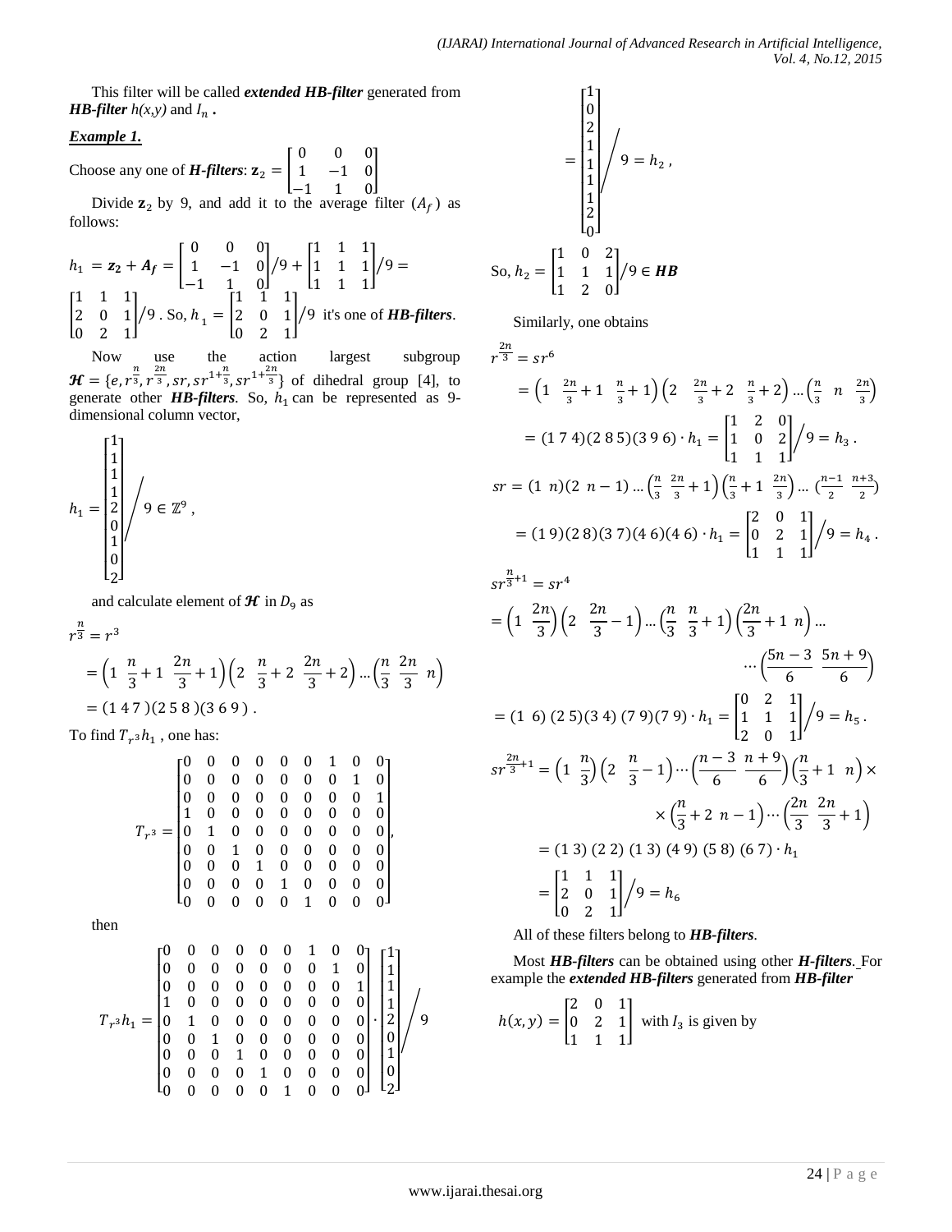This filter will be called ***extended HB-filter*** generated from ***HB-filter*** *h(x,y)* and $I_n$ **.**

***Example 1.***

Choose any one of ***H-filters***: $\mathbf{z}_2 = \begin{bmatrix} 0 & 0 & 0 \\ 1 & -1 & 0 \\ -1 & 1 & 0 \end{bmatrix}$

Divide $\mathbf{z}_2$ by 9, and add it to the average filter ($A_f$) as follows:

$$h_1 = \boldsymbol{z_2} + \boldsymbol{A_f} = \begin{bmatrix} 0 & 0 & 0 \\ 1 & -1 & 0 \\ -1 & 1 & 0 \end{bmatrix} \Big/ 9 + \begin{bmatrix} 1 & 1 & 1 \\ 1 & 1 & 1 \\ 1 & 1 & 1 \end{bmatrix} \Big/ 9 = \begin{bmatrix} 1 & 1 & 1 \\ 2 & 0 & 1 \\ 0 & 2 & 1 \end{bmatrix} \Big/ 9$$

. So, $h_1 = \begin{bmatrix} 1 & 1 & 1 \\ 2 & 0 & 1 \\ 0 & 2 & 1 \end{bmatrix} \Big/ 9$ it's one of ***HB-filters***.

Now use the action largest subgroup $\boldsymbol{\mathcal{H}} = \{e, r^{\frac{n}{3}}, r^{\frac{2n}{3}}, sr, sr^{1+\frac{n}{3}}, sr^{1+\frac{2n}{3}}\}$ of dihedral group [4], to generate other ***HB-filters***. So, $h_1$ can be represented as 9-dimensional column vector,

$$h_1 = \begin{bmatrix} 1 \\ 1 \\ 1 \\ 1 \\ 2 \\ 0 \\ 1 \\ 0 \\ 2 \end{bmatrix} \Big/ 9 \in \mathbb{Z}^9 ,$$

and calculate element of $\boldsymbol{\mathcal{H}}$ in $D_9$ as

$$r^{\frac{n}{3}} = r^3$$
$$= \left(1 \;\; \frac{n}{3}+1 \;\; \frac{2n}{3}+1\right)\left(2 \;\; \frac{n}{3}+2 \;\; \frac{2n}{3}+2\right) \ldots \left(\frac{n}{3} \;\; \frac{2n}{3} \;\; n\right)$$
$$= (1\;4\;7)(2\;5\;8)(3\;6\;9) .$$

To find $T_{r^3}h_1$ , one has:

$$T_{r^3} = \begin{bmatrix} 0&0&0&0&0&0&1&0&0 \\ 0&0&0&0&0&0&0&1&0 \\ 0&0&0&0&0&0&0&0&1 \\ 1&0&0&0&0&0&0&0&0 \\ 0&1&0&0&0&0&0&0&0 \\ 0&0&1&0&0&0&0&0&0 \\ 0&0&0&1&0&0&0&0&0 \\ 0&0&0&0&1&0&0&0&0 \\ 0&0&0&0&0&1&0&0&0 \end{bmatrix},$$

then

$$T_{r^3}h_1 = \begin{bmatrix} 0&0&0&0&0&0&1&0&0 \\ 0&0&0&0&0&0&0&1&0 \\ 0&0&0&0&0&0&0&0&1 \\ 1&0&0&0&0&0&0&0&0 \\ 0&1&0&0&0&0&0&0&0 \\ 0&0&1&0&0&0&0&0&0 \\ 0&0&0&1&0&0&0&0&0 \\ 0&0&0&0&1&0&0&0&0 \\ 0&0&0&0&0&1&0&0&0 \end{bmatrix} \cdot \begin{bmatrix} 1 \\ 1 \\ 1 \\ 1 \\ 2 \\ 0 \\ 1 \\ 0 \\ 2 \end{bmatrix} \Big/ 9$$

$$= \begin{bmatrix} 1 \\ 0 \\ 2 \\ 1 \\ 1 \\ 1 \\ 1 \\ 2 \\ 0 \end{bmatrix} \Big/ 9 = h_2 ,$$

So, $h_2 = \begin{bmatrix} 1 & 0 & 2 \\ 1 & 1 & 1 \\ 1 & 2 & 0 \end{bmatrix} \Big/ 9 \in \boldsymbol{HB}$

Similarly, one obtains

$$r^{\frac{2n}{3}} = sr^6$$
$$= \left(1 \;\; \frac{2n}{3}+1 \;\; \frac{n}{3}+1\right)\left(2 \;\; \frac{2n}{3}+2 \;\; \frac{n}{3}+2\right) \ldots \left(\frac{n}{3} \;\; n \;\; \frac{2n}{3}\right)$$
$$= (1\;7\;4)(2\;8\;5)(3\;9\;6) \cdot h_1 = \begin{bmatrix} 1 & 2 & 0 \\ 1 & 0 & 2 \\ 1 & 1 & 1 \end{bmatrix} \Big/ 9 = h_3 .$$

$$sr = (1\;\;n)(2\;\;n-1) \ldots \left(\frac{n}{3} \;\; \frac{2n}{3}+1\right)\left(\frac{n}{3}+1 \;\; \frac{2n}{3}\right) \ldots \left(\frac{n-1}{2} \;\; \frac{n+3}{2}\right)$$
$$= (1\;9)(2\;8)(3\;7)(4\;6)(4\;6) \cdot h_1 = \begin{bmatrix} 2 & 0 & 1 \\ 0 & 2 & 1 \\ 1 & 1 & 1 \end{bmatrix} \Big/ 9 = h_4 .$$

$$sr^{\frac{n}{3}+1} = sr^4$$
$$= \left(1 \;\; \frac{2n}{3}\right)\left(2 \;\; \frac{2n}{3}-1\right) \ldots \left(\frac{n}{3} \;\; \frac{n}{3}+1\right)\left(\frac{2n}{3}+1 \;\; n\right) \ldots$$
$$\ldots \left(\frac{5n-3}{6} \;\; \frac{5n+9}{6}\right)$$
$$= (1\;\;6)\;(2\;5)(3\;4)\;(7\;9)(7\;9) \cdot h_1 = \begin{bmatrix} 0 & 2 & 1 \\ 1 & 1 & 1 \\ 2 & 0 & 1 \end{bmatrix} \Big/ 9 = h_5 .$$

$$sr^{\frac{2n}{3}+1} = \left(1 \;\; \frac{n}{3}\right)\left(2 \;\; \frac{n}{3}-1\right) \cdots \left(\frac{n-3}{6} \;\; \frac{n+9}{6}\right)\left(\frac{n}{3}+1 \;\; n\right) \times$$
$$\times \left(\frac{n}{3}+2 \;\; n-1\right) \cdots \left(\frac{2n}{3} \;\; \frac{2n}{3}+1\right)$$
$$= (1\;3)\;(2\;2)\;(1\;3)\;(4\;9)\;(5\;8)\;(6\;7) \cdot h_1$$
$$= \begin{bmatrix} 1 & 1 & 1 \\ 2 & 0 & 1 \\ 0 & 2 & 1 \end{bmatrix} \Big/ 9 = h_6$$

All of these filters belong to ***HB-filters***.

Most ***HB-filters*** can be obtained using other ***H-filters***. For example the ***extended HB-filters*** generated from ***HB-filter***

$h(x, y) = \begin{bmatrix} 2 & 0 & 1 \\ 0 & 2 & 1 \\ 1 & 1 & 1 \end{bmatrix}$ with $I_3$ is given by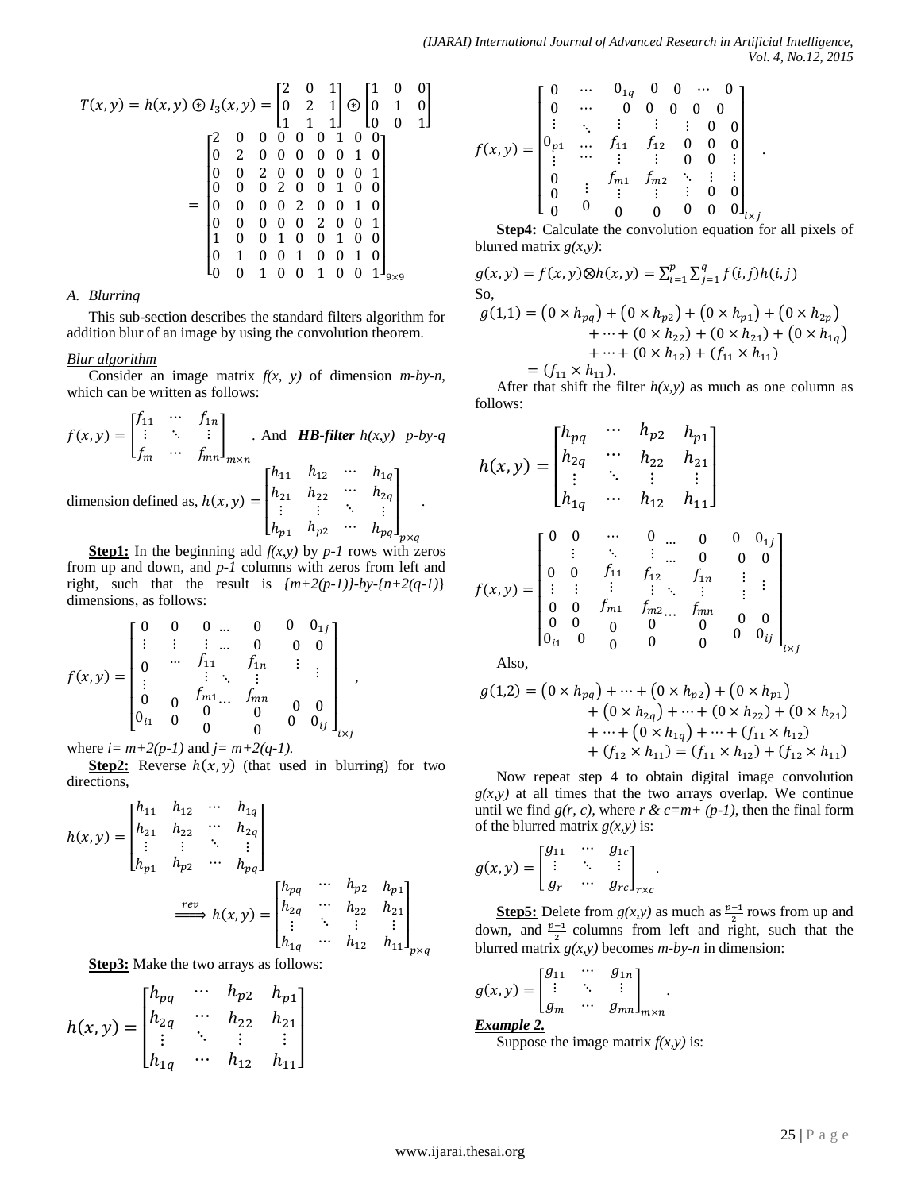$$T(x,y) = h(x,y) \circledast I_3(x,y) = \begin{bmatrix} 2 & 0 & 1 \\ 0 & 2 & 1 \\ 1 & 1 & 1 \end{bmatrix} \circledast \begin{bmatrix} 1 & 0 & 0 \\ 0 & 1 & 0 \\ 0 & 0 & 1 \end{bmatrix}$$

$$= \begin{bmatrix} 2 & 0 & 0 & 0 & 0 & 0 & 1 & 0 & 0 \\ 0 & 2 & 0 & 0 & 0 & 0 & 0 & 1 & 0 \\ 0 & 0 & 2 & 0 & 0 & 0 & 0 & 0 & 1 \\ 0 & 0 & 0 & 2 & 0 & 0 & 1 & 0 & 0 \\ 0 & 0 & 0 & 0 & 2 & 0 & 0 & 1 & 0 \\ 0 & 0 & 0 & 0 & 0 & 2 & 0 & 0 & 1 \\ 1 & 0 & 0 & 1 & 0 & 0 & 1 & 0 & 0 \\ 0 & 1 & 0 & 0 & 1 & 0 & 0 & 1 & 0 \\ 0 & 0 & 1 & 0 & 0 & 1 & 0 & 0 & 1 \end{bmatrix}_{9\times 9}$$

### A. Blurring

This sub-section describes the standard filters algorithm for addition blur of an image by using the convolution theorem.

*Blur algorithm*

Consider an image matrix *f(x, y)* of dimension *m-by-n*, which can be written as follows:

$$f(x,y) = \begin{bmatrix} f_{11} & \cdots & f_{1n} \\ \vdots & \ddots & \vdots \\ f_m & \cdots & f_{mn} \end{bmatrix}_{m\times n}$$

. And ***HB-filter*** *h(x,y)* *p-by-q* dimension defined as,

$$h(x,y) = \begin{bmatrix} h_{11} & h_{12} & \cdots & h_{1q} \\ h_{21} & h_{22} & \cdots & h_{2q} \\ \vdots & \vdots & \ddots & \vdots \\ h_{p1} & h_{p2} & \cdots & h_{pq} \end{bmatrix}_{p\times q}.$$

**Step1:** In the beginning add *f(x,y)* by *p-1* rows with zeros from up and down, and *p-1* columns with zeros from left and right, such that the result is *{m+2(p-1)}-by-{n+2(q-1)}* dimensions, as follows:

$$f(x,y) = \begin{bmatrix} 0 & 0 & 0 \ldots & 0 & 0 & 0_{1j} \\ \vdots & \vdots & \vdots \ldots & 0 & 0 & 0 \\ 0 & \cdots & f_{11} & f_{1n} & \vdots & \vdots \\ \vdots & & \vdots \ \ddots & \vdots & & \\ 0 & 0 & f_{m1} \ldots & f_{mn} & 0 & 0 \\ 0_{i1} & 0 & 0 & 0 & 0 & 0_{ij} \\ & & 0 & 0 & & \end{bmatrix}_{i\times j},$$

where $i= m+2(p-1)$ and $j= m+2(q-1)$.

**Step2:** Reverse $h(x,y)$ (that used in blurring) for two directions,

$$h(x,y) = \begin{bmatrix} h_{11} & h_{12} & \cdots & h_{1q} \\ h_{21} & h_{22} & \cdots & h_{2q} \\ \vdots & \vdots & \ddots & \vdots \\ h_{p1} & h_{p2} & \cdots & h_{pq} \end{bmatrix}$$

$$\xrightarrow{rev} h(x,y) = \begin{bmatrix} h_{pq} & \cdots & h_{p2} & h_{p1} \\ h_{2q} & \cdots & h_{22} & h_{21} \\ \vdots & \ddots & \vdots & \vdots \\ h_{1q} & \cdots & h_{12} & h_{11} \end{bmatrix}_{p\times q}$$

**Step3:** Make the two arrays as follows:

$$h(x,y) = \begin{bmatrix} h_{pq} & \cdots & h_{p2} & h_{p1} \\ h_{2q} & \cdots & h_{22} & h_{21} \\ \vdots & \ddots & \vdots & \vdots \\ h_{1q} & \cdots & h_{12} & h_{11} \end{bmatrix}$$

$$f(x,y) = \begin{bmatrix} 0 & \cdots & 0_{1q} & 0 & 0 & \cdots & 0 \\ 0 & \cdots & 0 & 0 & 0 & 0 & 0 \\ \vdots & \ddots & \vdots & \vdots & \vdots & 0 & 0 \\ 0_{p1} & \cdots & f_{11} & f_{12} & 0 & 0 & 0 \\ \vdots & \cdots & \vdots & \vdots & 0 & 0 & \vdots \\ 0 & & f_{m1} & f_{m2} & \ddots & \vdots & \vdots \\ 0 & \vdots & \vdots & \vdots & \vdots & 0 & 0 \\ 0 & 0 & 0 & 0 & 0 & 0 & 0 \end{bmatrix}_{i\times j}.$$

**Step4:** Calculate the convolution equation for all pixels of blurred matrix *g(x,y)*:

$$g(x,y) = f(x,y) \otimes h(x,y) = \sum_{i=1}^{p}\sum_{j=1}^{q} f(i,j)h(i,j)$$

So,

$$\begin{aligned} g(1,1) &= (0 \times h_{pq}) + (0 \times h_{p2}) + (0 \times h_{p1}) + (0 \times h_{2p}) \\ &\quad + \cdots + (0 \times h_{22}) + (0 \times h_{21}) + (0 \times h_{1q}) \\ &\quad + \cdots + (0 \times h_{12}) + (f_{11} \times h_{11}) \\ &= (f_{11} \times h_{11}). \end{aligned}$$

After that shift the filter *h(x,y)* as much as one column as follows:

$$h(x,y) = \begin{bmatrix} h_{pq} & \cdots & h_{p2} & h_{p1} \\ h_{2q} & \cdots & h_{22} & h_{21} \\ \vdots & \ddots & \vdots & \vdots \\ h_{1q} & \cdots & h_{12} & h_{11} \end{bmatrix}$$

$$f(x,y) = \begin{bmatrix} 0 & 0 & \cdots & 0 \ldots & 0 & 0 & 0_{1j} \\ & \vdots & \ddots & \vdots \ldots & 0 & 0 & 0 \\ 0 & 0 & f_{11} & f_{12} & f_{1n} & \vdots & \vdots \\ \vdots & \vdots & \vdots & \vdots \ \ddots & \vdots & \vdots & \\ 0 & 0 & f_{m1} & f_{m2} \ldots & f_{mn} & & \\ 0 & 0 & 0 & 0 & 0 & 0 & 0 \\ 0_{i1} & 0 & 0 & 0 & 0 & 0 & 0_{ij} \end{bmatrix}_{i\times j}$$

Also,

$$\begin{aligned} g(1,2) &= (0 \times h_{pq}) + \cdots + (0 \times h_{p2}) + (0 \times h_{p1}) \\ &\quad + (0 \times h_{2q}) + \cdots + (0 \times h_{22}) + (0 \times h_{21}) \\ &\quad + \cdots + (0 \times h_{1q}) + \cdots + (f_{11} \times h_{12}) \\ &\quad + (f_{12} \times h_{11}) = (f_{11} \times h_{12}) + (f_{12} \times h_{11}) \end{aligned}$$

Now repeat step 4 to obtain digital image convolution *g(x,y)* at all times that the two arrays overlap. We continue until we find *g(r, c)*, where *r & c=m+ (p-1)*, then the final form of the blurred matrix *g(x,y)* is:

$$g(x,y) = \begin{bmatrix} g_{11} & \cdots & g_{1c} \\ \vdots & \ddots & \vdots \\ g_r & \cdots & g_{rc} \end{bmatrix}_{r\times c}.$$

**Step5:** Delete from *g(x,y)* as much as $\frac{p-1}{2}$ rows from up and down, and $\frac{p-1}{2}$ columns from left and right, such that the blurred matrix *g(x,y)* becomes *m-by-n* in dimension:

$$g(x,y) = \begin{bmatrix} g_{11} & \cdots & g_{1n} \\ \vdots & \ddots & \vdots \\ g_m & \cdots & g_{mn} \end{bmatrix}_{m\times n}.$$

***Example 2.***

Suppose the image matrix *f(x,y)* is: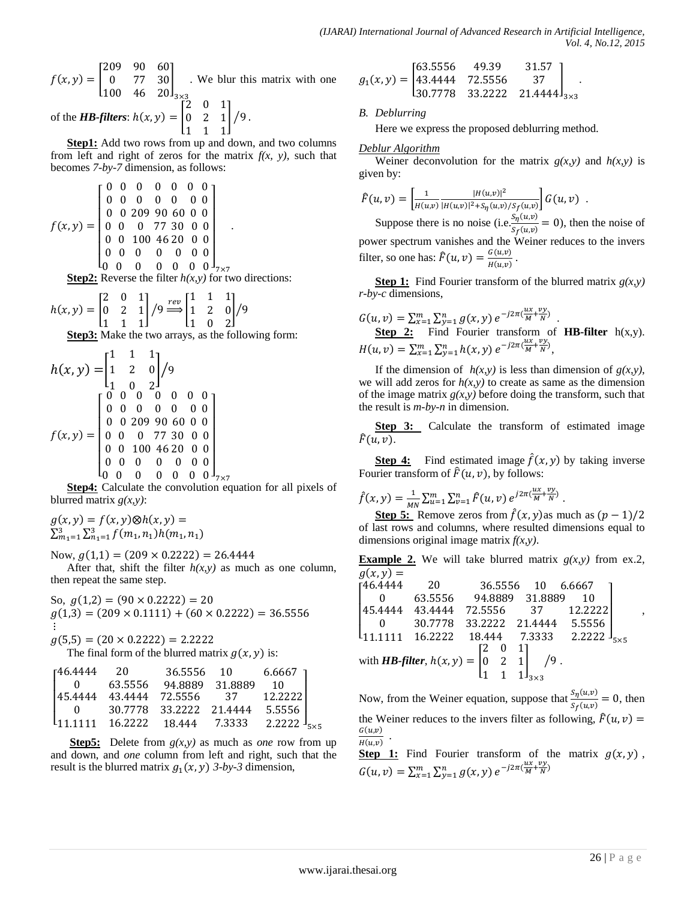$$f(x,y)=\begin{bmatrix}209 & 90 & 60\\ 0 & 77 & 30\\ 100 & 46 & 20\end{bmatrix}_{3\times 3}$$

. We blur this matrix with one of the ***HB-filters***: $h(x,y)=\begin{bmatrix}2 & 0 & 1\\ 0 & 2 & 1\\ 1 & 1 & 1\end{bmatrix}/9$.

**Step1:** Add two rows from up and down, and two columns from left and right of zeros for the matrix *f(x, y)*, such that becomes *7-by-7* dimension, as follows:

$$f(x,y)=\begin{bmatrix}0&0&0&0&0&0&0\\0&0&0&0&0&0&0\\0&0&209&90&60&0&0\\0&0&0&77&30&0&0\\0&0&100&46&20&0&0\\0&0&0&0&0&0&0\\0&0&0&0&0&0&0\end{bmatrix}_{7\times 7}.$$

**Step2:** Reverse the filter *h(x,y)* for two directions:

$$h(x,y)=\begin{bmatrix}2&0&1\\0&2&1\\1&1&1\end{bmatrix}/9\overset{rev}{\Longrightarrow}\begin{bmatrix}1&1&1\\1&2&0\\1&0&2\end{bmatrix}/9$$

**Step3:** Make the two arrays, as the following form:

$$h(x,y)=\begin{bmatrix}1&1&1\\1&2&0\\1&0&2\end{bmatrix}/9$$

$$f(x,y)=\begin{bmatrix}0&0&0&0&0&0&0\\0&0&0&0&0&0&0\\0&0&209&90&60&0&0\\0&0&0&77&30&0&0\\0&0&100&46&20&0&0\\0&0&0&0&0&0&0\\0&0&0&0&0&0&0\end{bmatrix}_{7\times 7}$$

**Step4:** Calculate the convolution equation for all pixels of blurred matrix *g(x,y)*:

$$g(x,y)=f(x,y)\otimes h(x,y)=\sum_{m_1=1}^{3}\sum_{n_1=1}^{3}f(m_1,n_1)h(m_1,n_1)$$

Now, $g(1,1)=(209\times 0.2222)=26.4444$

After that, shift the filter *h(x,y)* as much as one column, then repeat the same step.

So, $g(1,2)=(90\times 0.2222)=20$

$g(1,3)=(209\times 0.1111)+(60\times 0.2222)=36.5556$

$\vdots$

$g(5,5)=(20\times 0.2222)=2.2222$

The final form of the blurred matrix $g(x,y)$ is:

$$\begin{bmatrix}46.4444 & 20 & 36.5556 & 10 & 6.6667\\ 0 & 63.5556 & 94.8889 & 31.8889 & 10\\ 45.4444 & 43.4444 & 72.5556 & 37 & 12.2222\\ 0 & 30.7778 & 33.2222 & 21.4444 & 5.5556\\ 11.1111 & 16.2222 & 18.444 & 7.3333 & 2.2222\end{bmatrix}_{5\times 5}$$

**Step5:** Delete from *g(x,y)* as much as *one* row from up and down, and *one* column from left and right, such that the result is the blurred matrix $g_1(x,y)$ *3-by-3* dimension,

$$g_1(x,y)=\begin{bmatrix}63.5556 & 49.39 & 31.57\\ 43.4444 & 72.5556 & 37\\ 30.7778 & 33.2222 & 21.4444\end{bmatrix}_{3\times 3}.$$

### *B. Deblurring*

Here we express the proposed deblurring method.

*Deblur Algorithm*

Weiner deconvolution for the matrix *g(x,y)* and *h(x,y)* is given by:

$$\hat{F}(u,v)=\left[\frac{1}{H(u,v)}\frac{|H(u,v)|^2}{|H(u,v)|^2+S_\eta(u,v)/S_f(u,v)}\right]G(u,v)\ .$$

Suppose there is no noise (i.e. $\frac{S_\eta(u,v)}{S_f(u,v)}=0$), then the noise of power spectrum vanishes and the Weiner reduces to the invers filter, so one has: $\hat{F}(u,v)=\frac{G(u,v)}{H(u,v)}$.

**Step 1:** Find Fourier transform of the blurred matrix *g(x,y) r-by-c* dimensions,

$$G(u,v)=\sum_{x=1}^{m}\sum_{y=1}^{n}g(x,y)\,e^{-j2\pi(\frac{ux}{M}+\frac{vy}{N})}\ .$$

**Step 2:** Find Fourier transform of **HB-filter** h(x,y).

$$H(u,v)=\sum_{x=1}^{m}\sum_{y=1}^{n}h(x,y)\,e^{-j2\pi(\frac{ux}{M}+\frac{vy}{N})},$$

If the dimension of *h(x,y)* is less than dimension of *g(x,y)*, we will add zeros for *h(x,y)* to create as same as the dimension of the image matrix *g(x,y)* before doing the transform, such that the result is *m-by-n* in dimension.

**Step 3:** Calculate the transform of estimated image $\hat{F}(u,v)$.

**Step 4:** Find estimated image $\hat{f}(x,y)$ by taking inverse Fourier transform of $\hat{F}(u,v)$, by follows:

$$\hat{f}(x,y)=\frac{1}{MN}\sum_{u=1}^{m}\sum_{v=1}^{n}\hat{F}(u,v)\,e^{j2\pi(\frac{ux}{M}+\frac{vy}{N})}\ .$$

**Step 5:** Remove zeros from $\hat{f}(x,y)$ as much as $(p-1)/2$ of last rows and columns, where resulted dimensions equal to dimensions original image matrix *f(x,y)*.

**Example 2.** We will take blurred matrix *g(x,y)* from ex.2,

$$g(x,y)=\begin{bmatrix}46.4444 & 20 & 36.5556 & 10 & 6.6667\\ 0 & 63.5556 & 94.8889 & 31.8889 & 10\\ 45.4444 & 43.4444 & 72.5556 & 37 & 12.2222\\ 0 & 30.7778 & 33.2222 & 21.4444 & 5.5556\\ 11.1111 & 16.2222 & 18.444 & 7.3333 & 2.2222\end{bmatrix}_{5\times 5},$$

with ***HB-filter***, $h(x,y)=\begin{bmatrix}2&0&1\\0&2&1\\1&1&1\end{bmatrix}_{3\times 3}/9$.

Now, from the Weiner equation, suppose that $\frac{S_\eta(u,v)}{S_f(u,v)}=0$, then the Weiner reduces to the invers filter as following, $\hat{F}(u,v)=\frac{G(u,v)}{H(u,v)}$.

**Step 1:** Find Fourier transform of the matrix $g(x,y)$,

$$G(u,v)=\sum_{x=1}^{m}\sum_{y=1}^{n}g(x,y)\,e^{-j2\pi(\frac{ux}{M}+\frac{vy}{N})}$$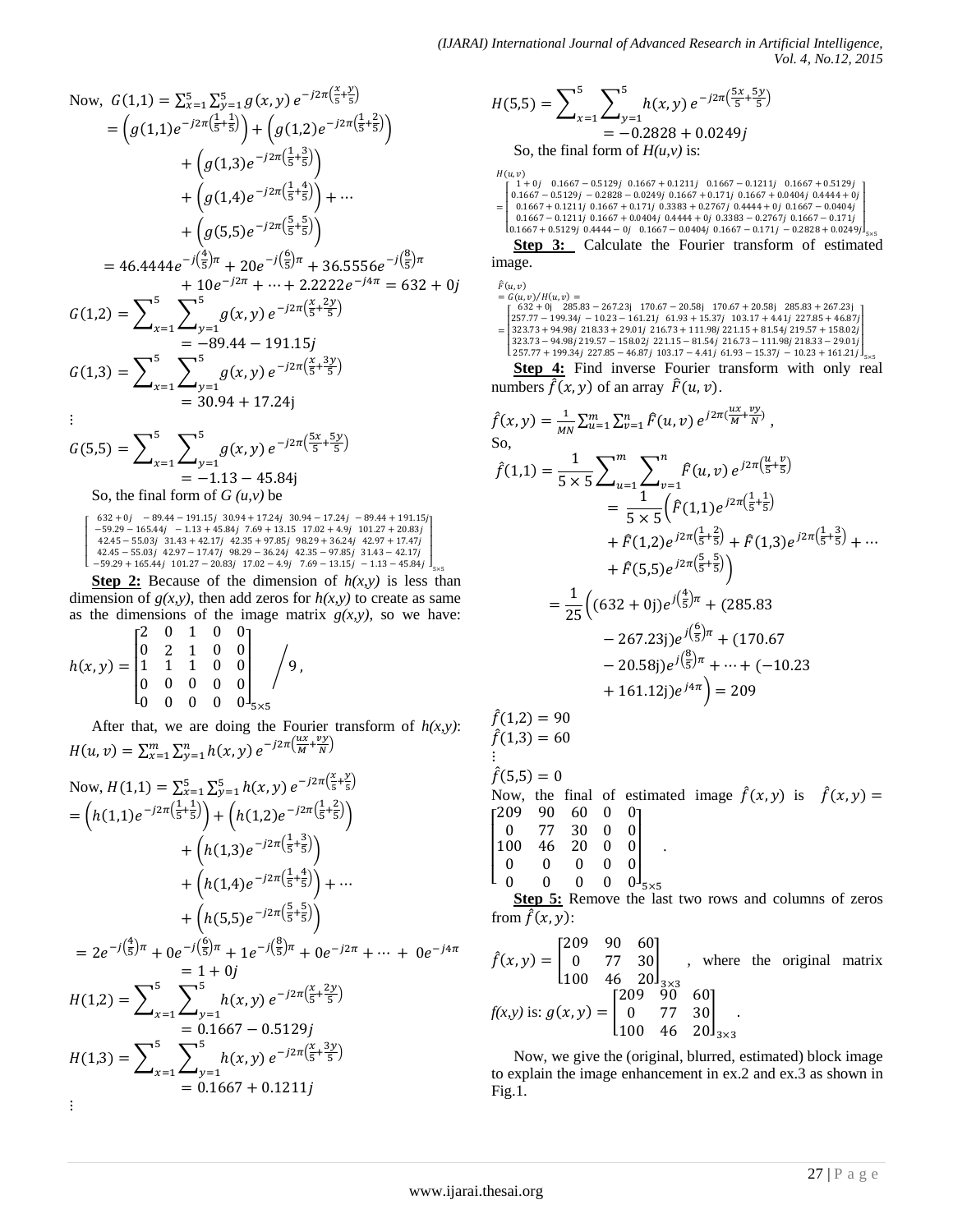Now, $G(1,1) = \sum_{x=1}^{5}\sum_{y=1}^{5} g(x,y)\, e^{-j2\pi\left(\frac{x}{5}+\frac{y}{5}\right)}$

$$= \left(g(1,1)e^{-j2\pi\left(\frac{1}{5}+\frac{1}{5}\right)}\right) + \left(g(1,2)e^{-j2\pi\left(\frac{1}{5}+\frac{2}{5}\right)}\right) + \left(g(1,3)e^{-j2\pi\left(\frac{1}{5}+\frac{3}{5}\right)}\right) + \left(g(1,4)e^{-j2\pi\left(\frac{1}{5}+\frac{4}{5}\right)}\right) + \cdots + \left(g(5,5)e^{-j2\pi\left(\frac{5}{5}+\frac{5}{5}\right)}\right)$$

$$= 46.4444e^{-j\left(\frac{4}{5}\right)\pi} + 20e^{-j\left(\frac{6}{5}\right)\pi} + 36.5556e^{-j\left(\frac{8}{5}\right)\pi} + 10e^{-j2\pi} + \cdots + 2.2222e^{-j4\pi} = 632 + 0j$$

$$G(1,2) = \sum_{x=1}^{5}\sum_{y=1}^{5} g(x,y)\, e^{-j2\pi\left(\frac{x}{5}+\frac{2y}{5}\right)} = -89.44 - 191.15j$$

$$G(1,3) = \sum_{x=1}^{5}\sum_{y=1}^{5} g(x,y)\, e^{-j2\pi\left(\frac{x}{5}+\frac{3y}{5}\right)} = 30.94 + 17.24j$$

$\vdots$

$$G(5,5) = \sum_{x=1}^{5}\sum_{y=1}^{5} g(x,y)\, e^{-j2\pi\left(\frac{5x}{5}+\frac{5y}{5}\right)} = -1.13 - 45.84j$$

So, the final form of *G (u,v)* be

$$\begin{bmatrix} 632+0j & -89.44-191.15j & 30.94+17.24j & 30.94-17.24j & -89.44+191.15j \\ -59.29-165.44j & -1.13+45.84j & 7.69+13.15 & 17.02+4.9j & 101.27+20.83j \\ 42.45-55.03j & 31.43+42.17j & 42.35+97.85j & 98.29+36.24j & 42.97+17.47j \\ 42.45-55.03j & 42.97-17.47j & 98.29-36.24j & 42.35-97.85j & 31.43-42.17j \\ -59.29+165.44j & 101.27-20.83j & 17.02-4.9j & 7.69-13.15j & -1.13-45.84j \end{bmatrix}_{5\times5}$$

**Step 2:** Because of the dimension of *h(x,y)* is less than dimension of *g(x,y)*, then add zeros for *h(x,y)* to create as same as the dimensions of the image matrix *g(x,y)*, so we have:

$$h(x,y) = \begin{bmatrix} 2 & 0 & 1 & 0 & 0 \\ 0 & 2 & 1 & 0 & 0 \\ 1 & 1 & 1 & 0 & 0 \\ 0 & 0 & 0 & 0 & 0 \\ 0 & 0 & 0 & 0 & 0 \end{bmatrix}_{5\times5} \Big/ 9,$$

After that, we are doing the Fourier transform of *h(x,y)*: $H(u,v) = \sum_{x=1}^{m}\sum_{y=1}^{n} h(x,y)\, e^{-j2\pi\left(\frac{ux}{M}+\frac{vy}{N}\right)}$

Now, $H(1,1) = \sum_{x=1}^{5}\sum_{y=1}^{5} h(x,y)\, e^{-j2\pi\left(\frac{x}{5}+\frac{y}{5}\right)}$

$$= \left(h(1,1)e^{-j2\pi\left(\frac{1}{5}+\frac{1}{5}\right)}\right) + \left(h(1,2)e^{-j2\pi\left(\frac{1}{5}+\frac{2}{5}\right)}\right) + \left(h(1,3)e^{-j2\pi\left(\frac{1}{5}+\frac{3}{5}\right)}\right) + \left(h(1,4)e^{-j2\pi\left(\frac{1}{5}+\frac{4}{5}\right)}\right) + \cdots + \left(h(5,5)e^{-j2\pi\left(\frac{5}{5}+\frac{5}{5}\right)}\right)$$

$$= 2e^{-j\left(\frac{4}{5}\right)\pi} + 0e^{-j\left(\frac{6}{5}\right)\pi} + 1e^{-j\left(\frac{8}{5}\right)\pi} + 0e^{-j2\pi} + \cdots + 0e^{-j4\pi} = 1 + 0j$$

$$H(1,2) = \sum_{x=1}^{5}\sum_{y=1}^{5} h(x,y)\, e^{-j2\pi\left(\frac{x}{5}+\frac{2y}{5}\right)} = 0.1667 - 0.5129j$$

$$H(1,3) = \sum_{x=1}^{5}\sum_{y=1}^{5} h(x,y)\, e^{-j2\pi\left(\frac{x}{5}+\frac{3y}{5}\right)} = 0.1667 + 0.1211j$$

$\vdots$

$$H(5,5) = \sum_{x=1}^{5}\sum_{y=1}^{5} h(x,y)\, e^{-j2\pi\left(\frac{5x}{5}+\frac{5y}{5}\right)} = -0.2828 + 0.0249j$$

So, the final form of *H(u,v)* is:

$$H(u,v) = \begin{bmatrix} 1+0j & 0.1667-0.5129j & 0.1667+0.1211j & 0.1667-0.1211j & 0.1667+0.5129j \\ 0.1667-0.5129j & -0.2828-0.0249j & 0.1667+0.171j & 0.1667+0.0404j & 0.4444+0j \\ 0.1667+0.1211j & 0.1667+0.171j & 0.3383+0.2767j & 0.4444+0j & 0.1667-0.0404j \\ 0.1667-0.1211j & 0.1667+0.0404j & 0.4444+0j & 0.3383-0.2767j & 0.1667-0.171j \\ 0.1667+0.5129j & 0.4444-0j & 0.1667-0.0404j & 0.1667-0.171j & -0.2828+0.0249j \end{bmatrix}_{5\times5}$$

**Step 3:** Calculate the Fourier transform of estimated image.

$$\hat{F}(u,v) = G(u,v)/H(u,v) = \begin{bmatrix} 632+0j & 285.83-267.23j & 170.67-20.58j & 170.67+20.58j & 285.83+267.23j \\ 257.77-199.34j & -10.23-161.21j & 61.93+15.37j & 103.17+4.41j & 227.85+46.87j \\ 323.73+94.98j & 218.33+29.01j & 216.73+111.98j & 221.15+81.54j & 219.57+158.02j \\ 323.73-94.98j & 219.57-158.02j & 221.15-81.54j & 216.73-111.98j & 218.33-29.01j \\ 257.77+199.34j & 227.85-46.87j & 103.17-4.41j & 61.93-15.37j & -10.23+161.21j \end{bmatrix}_{5\times5}$$

**Step 4:** Find inverse Fourier transform with only real numbers $\hat{f}(x,y)$ of an array $\hat{F}(u,v)$.

$$\hat{f}(x,y) = \frac{1}{MN}\sum_{u=1}^{m}\sum_{v=1}^{n} \hat{F}(u,v)\, e^{j2\pi\left(\frac{ux}{M}+\frac{vy}{N}\right)},$$

So,

$$\hat{f}(1,1) = \frac{1}{5\times5}\sum_{u=1}^{m}\sum_{v=1}^{n} \hat{F}(u,v)\, e^{j2\pi\left(\frac{u}{5}+\frac{v}{5}\right)}$$

$$= \frac{1}{5\times5}\left(\hat{F}(1,1)e^{j2\pi\left(\frac{1}{5}+\frac{1}{5}\right)} + \hat{F}(1,2)e^{j2\pi\left(\frac{1}{5}+\frac{2}{5}\right)} + \hat{F}(1,3)e^{j2\pi\left(\frac{1}{5}+\frac{3}{5}\right)} + \cdots + \hat{F}(5,5)e^{j2\pi\left(\frac{5}{5}+\frac{5}{5}\right)}\right)$$

$$= \frac{1}{25}\left((632+0j)e^{j\left(\frac{4}{5}\right)\pi} + (285.83 - 267.23j)e^{j\left(\frac{6}{5}\right)\pi} + (170.67 - 20.58j)e^{j\left(\frac{8}{5}\right)\pi} + \cdots + (-10.23 + 161.12j)e^{j4\pi}\right) = 209$$

$\hat{f}(1,2) = 90$

$\hat{f}(1,3) = 60$

$\vdots$

$\hat{f}(5,5) = 0$

Now, the final of estimated image $\hat{f}(x,y)$ is $\hat{f}(x,y) = \begin{bmatrix} 209 & 90 & 60 & 0 & 0 \\ 0 & 77 & 30 & 0 & 0 \\ 100 & 46 & 20 & 0 & 0 \\ 0 & 0 & 0 & 0 & 0 \\ 0 & 0 & 0 & 0 & 0 \end{bmatrix}_{5\times5}$.

**Step 5:** Remove the last two rows and columns of zeros from $\hat{f}(x,y)$:

$\hat{f}(x,y) = \begin{bmatrix} 209 & 90 & 60 \\ 0 & 77 & 30 \\ 100 & 46 & 20 \end{bmatrix}_{3\times3}$, where the original matrix *f(x,y)* is: $g(x,y) = \begin{bmatrix} 209 & 90 & 60 \\ 0 & 77 & 30 \\ 100 & 46 & 20 \end{bmatrix}_{3\times3}$.

Now, we give the (original, blurred, estimated) block image to explain the image enhancement in ex.2 and ex.3 as shown in Fig.1.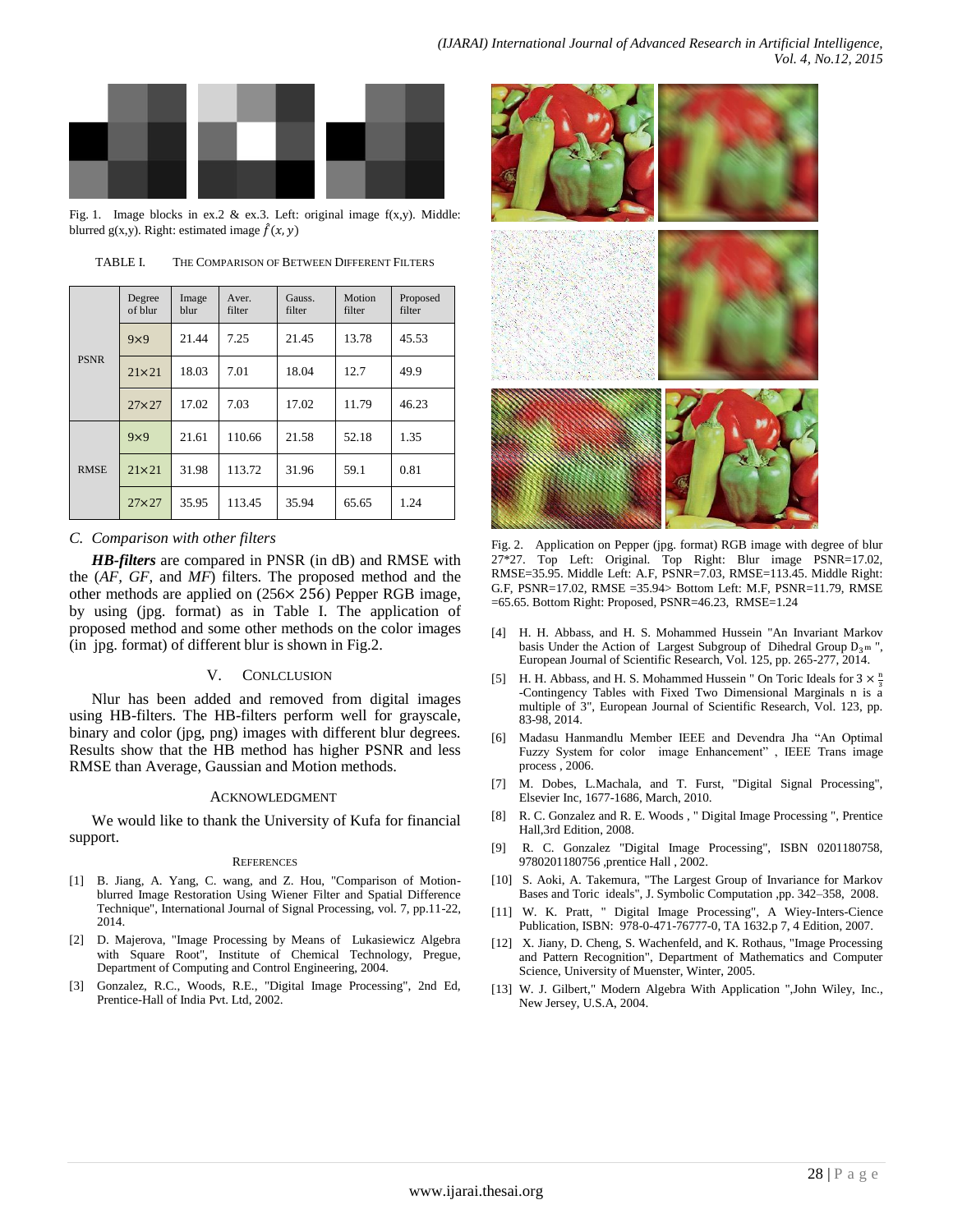Fig. 1. Image blocks in ex.2 & ex.3. Left: original image f(x,y). Middle: blurred g(x,y). Right: estimated image $\hat{f}(x,y)$

TABLE I. THE COMPARISON OF BETWEEN DIFFERENT FILTERS

| | Degree of blur | Image blur | Aver. filter | Gauss. filter | Motion filter | Proposed filter |
|---|---|---|---|---|---|---|
| PSNR | 9×9 | 21.44 | 7.25 | 21.45 | 13.78 | 45.53 |
| | 21×21 | 18.03 | 7.01 | 18.04 | 12.7 | 49.9 |
| | 27×27 | 17.02 | 7.03 | 17.02 | 11.79 | 46.23 |
| RMSE | 9×9 | 21.61 | 110.66 | 21.58 | 52.18 | 1.35 |
| | 21×21 | 31.98 | 113.72 | 31.96 | 59.1 | 0.81 |
| | 27×27 | 35.95 | 113.45 | 35.94 | 65.65 | 1.24 |

### C. Comparison with other filters

***HB-filters*** are compared in PNSR (in dB) and RMSE with the (*AF, GF,* and *MF*) filters. The proposed method and the other methods are applied on (256× 256) Pepper RGB image, by using (jpg. format) as in Table I. The application of proposed method and some other methods on the color images (in jpg. format) of different blur is shown in Fig.2.

Fig. 2. Application on Pepper (jpg. format) RGB image with degree of blur 27*27. Top Left: Original. Top Right: Blur image PSNR=17.02, RMSE=35.95. Middle Left: A.F, PSNR=7.03, RMSE=113.45. Middle Right: G.F, PSNR=17.02, RMSE =35.94> Bottom Left: M.F, PSNR=11.79, RMSE =65.65. Bottom Right: Proposed, PSNR=46.23, RMSE=1.24

## V. CONLCLUSION

Nlur has been added and removed from digital images using HB-filters. The HB-filters perform well for grayscale, binary and color (jpg, png) images with different blur degrees. Results show that the HB method has higher PSNR and less RMSE than Average, Gaussian and Motion methods.

## ACKNOWLEDGMENT

We would like to thank the University of Kufa for financial support.

## REFERENCES

[1] B. Jiang, A. Yang, C. wang, and Z. Hou, "Comparison of Motion-blurred Image Restoration Using Wiener Filter and Spatial Difference Technique", International Journal of Signal Processing, vol. 7, pp.11-22, 2014.

[2] D. Majerova, "Image Processing by Means of Lukasiewicz Algebra with Square Root", Institute of Chemical Technology, Pregue, Department of Computing and Control Engineering, 2004.

[3] Gonzalez, R.C., Woods, R.E., "Digital Image Processing", 2nd Ed, Prentice-Hall of India Pvt. Ltd, 2002.

[4] H. H. Abbass, and H. S. Mohammed Hussein "An Invariant Markov basis Under the Action of Largest Subgroup of Dihedral Group $D_{3^m}$ ", European Journal of Scientific Research, Vol. 125, pp. 265-277, 2014.

[5] H. H. Abbass, and H. S. Mohammed Hussein " On Toric Ideals for $3 \times \frac{n}{3}$ -Contingency Tables with Fixed Two Dimensional Marginals n is a multiple of 3", European Journal of Scientific Research, Vol. 123, pp. 83-98, 2014.

[6] Madasu Hanmandlu Member IEEE and Devendra Jha "An Optimal Fuzzy System for color image Enhancement" , IEEE Trans image process , 2006.

[7] M. Dobes, L.Machala, and T. Furst, "Digital Signal Processing", Elsevier Inc, 1677-1686, March, 2010.

[8] R. C. Gonzalez and R. E. Woods , " Digital Image Processing ", Prentice Hall,3rd Edition, 2008.

[9] R. C. Gonzalez "Digital Image Processing", ISBN 0201180758, 9780201180756 ,prentice Hall , 2002.

[10] S. Aoki, A. Takemura, "The Largest Group of Invariance for Markov Bases and Toric ideals", J. Symbolic Computation ,pp. 342–358, 2008.

[11] W. K. Pratt, " Digital Image Processing", A Wiey-Inters-Cience Publication, ISBN: 978-0-471-76777-0, TA 1632.p 7, 4 Edition, 2007.

[12] X. Jiany, D. Cheng, S. Wachenfeld, and K. Rothaus, "Image Processing and Pattern Recognition", Department of Mathematics and Computer Science, University of Muenster, Winter, 2005.

[13] W. J. Gilbert," Modern Algebra With Application ",John Wiley, Inc., New Jersey, U.S.A, 2004.